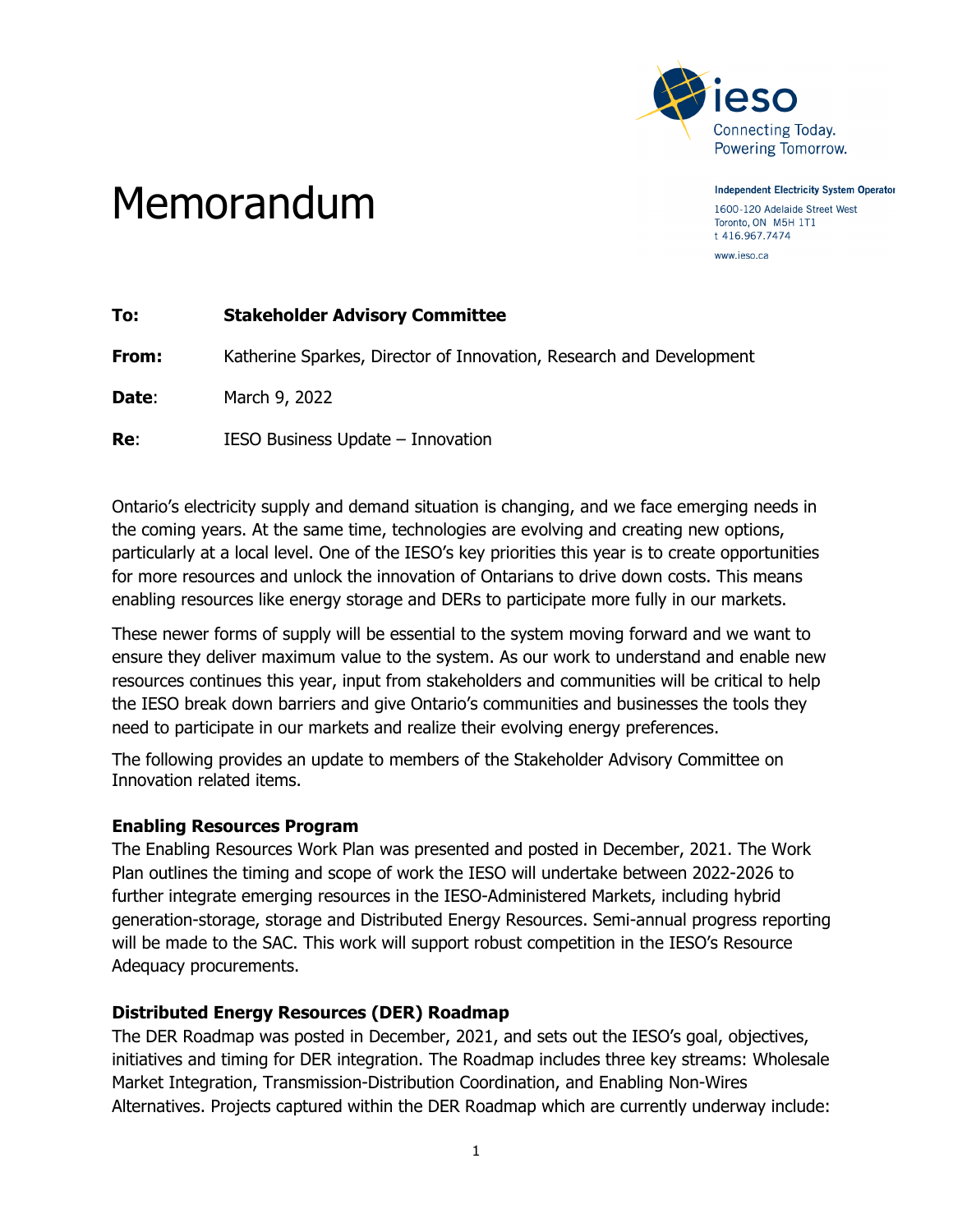Independent Electricity System Operator
1600-120 Adelaide Street West
Toronto, ON M5H 1T1
t 416.967.7474
www.ieso.ca

# Memorandum

**To:** **Stakeholder Advisory Committee**

**From:** Katherine Sparkes, Director of Innovation, Research and Development

**Date**: March 9, 2022

**Re**: IESO Business Update – Innovation

Ontario's electricity supply and demand situation is changing, and we face emerging needs in the coming years. At the same time, technologies are evolving and creating new options, particularly at a local level. One of the IESO's key priorities this year is to create opportunities for more resources and unlock the innovation of Ontarians to drive down costs. This means enabling resources like energy storage and DERs to participate more fully in our markets.

These newer forms of supply will be essential to the system moving forward and we want to ensure they deliver maximum value to the system. As our work to understand and enable new resources continues this year, input from stakeholders and communities will be critical to help the IESO break down barriers and give Ontario's communities and businesses the tools they need to participate in our markets and realize their evolving energy preferences.

The following provides an update to members of the Stakeholder Advisory Committee on Innovation related items.

**Enabling Resources Program**

The Enabling Resources Work Plan was presented and posted in December, 2021. The Work Plan outlines the timing and scope of work the IESO will undertake between 2022-2026 to further integrate emerging resources in the IESO-Administered Markets, including hybrid generation-storage, storage and Distributed Energy Resources. Semi-annual progress reporting will be made to the SAC. This work will support robust competition in the IESO's Resource Adequacy procurements.

**Distributed Energy Resources (DER) Roadmap**

The DER Roadmap was posted in December, 2021, and sets out the IESO's goal, objectives, initiatives and timing for DER integration. The Roadmap includes three key streams: Wholesale Market Integration, Transmission-Distribution Coordination, and Enabling Non-Wires Alternatives. Projects captured within the DER Roadmap which are currently underway include: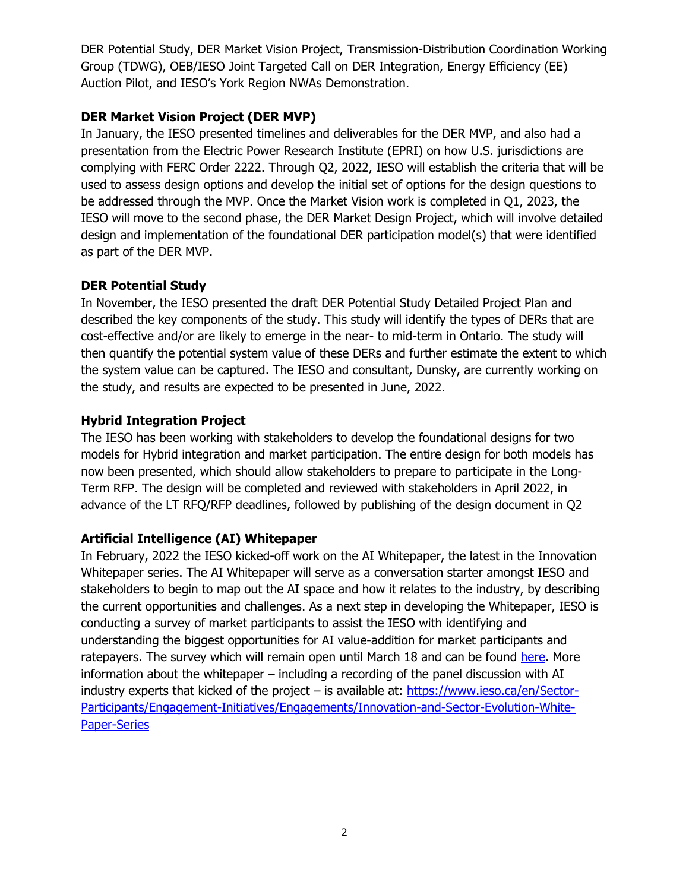DER Potential Study, DER Market Vision Project, Transmission-Distribution Coordination Working Group (TDWG), OEB/IESO Joint Targeted Call on DER Integration, Energy Efficiency (EE) Auction Pilot, and IESO's York Region NWAs Demonstration.

**DER Market Vision Project (DER MVP)**

In January, the IESO presented timelines and deliverables for the DER MVP, and also had a presentation from the Electric Power Research Institute (EPRI) on how U.S. jurisdictions are complying with FERC Order 2222. Through Q2, 2022, IESO will establish the criteria that will be used to assess design options and develop the initial set of options for the design questions to be addressed through the MVP. Once the Market Vision work is completed in Q1, 2023, the IESO will move to the second phase, the DER Market Design Project, which will involve detailed design and implementation of the foundational DER participation model(s) that were identified as part of the DER MVP.

**DER Potential Study**

In November, the IESO presented the draft DER Potential Study Detailed Project Plan and described the key components of the study. This study will identify the types of DERs that are cost-effective and/or are likely to emerge in the near- to mid-term in Ontario. The study will then quantify the potential system value of these DERs and further estimate the extent to which the system value can be captured. The IESO and consultant, Dunsky, are currently working on the study, and results are expected to be presented in June, 2022.

**Hybrid Integration Project**

The IESO has been working with stakeholders to develop the foundational designs for two models for Hybrid integration and market participation. The entire design for both models has now been presented, which should allow stakeholders to prepare to participate in the Long-Term RFP. The design will be completed and reviewed with stakeholders in April 2022, in advance of the LT RFQ/RFP deadlines, followed by publishing of the design document in Q2

**Artificial Intelligence (AI) Whitepaper**

In February, 2022 the IESO kicked-off work on the AI Whitepaper, the latest in the Innovation Whitepaper series. The AI Whitepaper will serve as a conversation starter amongst IESO and stakeholders to begin to map out the AI space and how it relates to the industry, by describing the current opportunities and challenges. As a next step in developing the Whitepaper, IESO is conducting a survey of market participants to assist the IESO with identifying and understanding the biggest opportunities for AI value-addition for market participants and ratepayers. The survey which will remain open until March 18 and can be found here. More information about the whitepaper – including a recording of the panel discussion with AI industry experts that kicked of the project – is available at: https://www.ieso.ca/en/Sector-Participants/Engagement-Initiatives/Engagements/Innovation-and-Sector-Evolution-White-Paper-Series